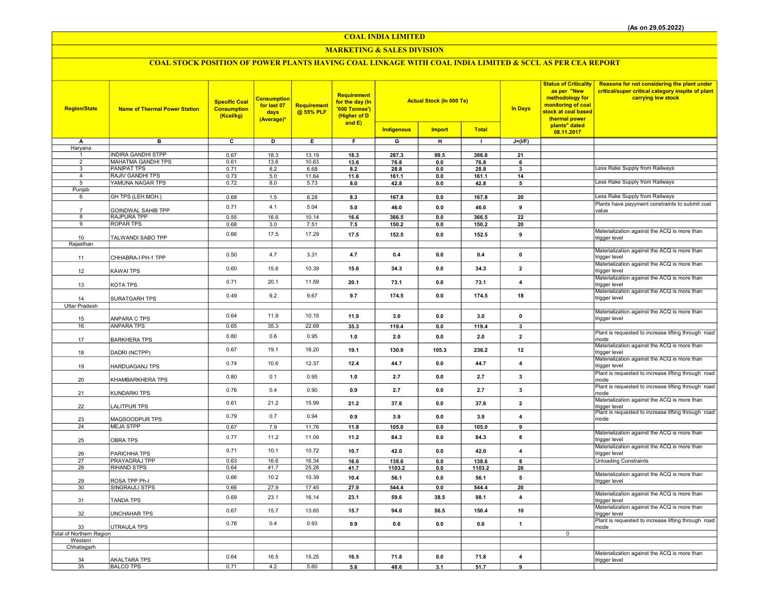(As on 29.05.2022)

# COAL INDIA LIMITED

## MARKETING & SALES DIVISION

### COAL STOCK POSITION OF POWER PLANTS HAVING COAL LINKAGE WITH COAL INDIA LIMITED & SCCL AS PER CEA REPORT

| Region/State | Name of Thermal Power Station | Specific Coal Consumption (Kcal/kg) | Consumption for last 07 days (Average)* | Requirement @ 55% PLF | Requirement for the day (In '000 Tonnes') (Higher of D and E) | Actual Stock (In 000 Te) | | | In Days | Status of Criticality as per "New methodology for monitoring of coal stock at coal based thermal power plants" dated 08.11.2017 | Reasons for not considering the plant under critical/super critical category inspite of plant carrying low stock |
|---|---|---|---|---|---|---|---|---|---|---|---|
| | | | | | | Indigenous | Import | Total | | | |
| A | B | C | D | E | F | G | H | I | J=(I/F) | | |
| Haryana | | | | | | | | | | | |
| 1 | INDIRA GANDHI STPP | 0.67 | 18.3 | 13.19 | 18.3 | 287.3 | 99.5 | 386.8 | 21 | | |
| 2 | MAHATMA GANDHI TPS | 0.61 | 13.6 | 10.63 | 13.6 | 76.8 | 0.0 | 76.8 | 6 | | |
| 3 | PANIPAT TPS | 0.71 | 8.2 | 6.68 | 8.2 | 28.8 | 0.0 | 28.8 | 3 | | Less Rake Supply from Railways |
| 4 | RAJIV GANDHI TPS | 0.73 | 5.0 | 11.64 | 11.6 | 161.1 | 0.0 | 161.1 | 14 | | |
| 5 | YAMUNA NAGAR TPS | 0.72 | 8.0 | 5.73 | 8.0 | 42.8 | 0.0 | 42.8 | 5 | | Less Rake Supply from Railways |
| Punjab | | | | | | | | | | | |
| 6 | GH TPS (LEH.MOH.) | 0.68 | 1.5 | 8.28 | 8.3 | 167.8 | 0.0 | 167.8 | 20 | | Less Rake Supply from Railways |
| 7 | GOINDWAL SAHIB TPP | 0.71 | 4.1 | 5.04 | 5.0 | 46.0 | 0.0 | 46.0 | 9 | | Plants have payyment constraints to submit coal value |
| 8 | RAJPURA TPP | 0.55 | 16.6 | 10.14 | 16.6 | 366.5 | 0.0 | 366.5 | 22 | | |
| 9 | ROPAR TPS | 0.68 | 3.0 | 7.51 | 7.5 | 150.2 | 0.0 | 150.2 | 20 | | |
| 10 | TALWANDI SABO TPP | 0.66 | 17.5 | 17.29 | 17.5 | 152.5 | 0.0 | 152.5 | 9 | | Materialization against the ACQ is more than trigger level |
| Rajasthan | | | | | | | | | | | |
| 11 | CHHABRA-I PH-1 TPP | 0.50 | 4.7 | 3.31 | 4.7 | 0.4 | 0.0 | 0.4 | 0 | | Materialization against the ACQ is more than trigger level |
| 12 | KAWAI TPS | 0.60 | 15.6 | 10.39 | 15.6 | 34.3 | 0.0 | 34.3 | 2 | | Materialization against the ACQ is more than trigger level |
| 13 | KOTA TPS | 0.71 | 20.1 | 11.59 | 20.1 | 73.1 | 0.0 | 73.1 | 4 | | Materialization against the ACQ is more than trigger level |
| 14 | SURATGARH TPS | 0.49 | 9.2 | 9.67 | 9.7 | 174.5 | 0.0 | 174.5 | 18 | | Materialization against the ACQ is more than trigger level |
| Uttar Pradesh | | | | | | | | | | | |
| 15 | ANPARA C TPS | 0.64 | 11.9 | 10.15 | 11.9 | 3.0 | 0.0 | 3.0 | 0 | | Materialization against the ACQ is more than trigger level |
| 16 | ANPARA TPS | 0.65 | 35.3 | 22.69 | 35.3 | 119.4 | 0.0 | 119.4 | 3 | | |
| 17 | BARKHERA TPS | 0.80 | 0.6 | 0.95 | 1.0 | 2.0 | 0.0 | 2.0 | 2 | | Plant is requested to increase lifting through road mode |
| 18 | DADRI (NCTPP) | 0.67 | 19.1 | 16.20 | 19.1 | 130.9 | 105.3 | 236.2 | 12 | | Materialization against the ACQ is more than trigger level |
| 19 | HARDUAGANJ TPS | 0.74 | 10.6 | 12.37 | 12.4 | 44.7 | 0.0 | 44.7 | 4 | | Materialization against the ACQ is more than trigger level |
| 20 | KHAMBARKHERA TPS | 0.80 | 0.1 | 0.95 | 1.0 | 2.7 | 0.0 | 2.7 | 3 | | Plant is requested to increase lifting through road mode |
| 21 | KUNDARKI TPS | 0.76 | 0.4 | 0.90 | 0.9 | 2.7 | 0.0 | 2.7 | 3 | | Plant is requested to increase lifting through road mode |
| 22 | LALITPUR TPS | 0.61 | 21.2 | 15.99 | 21.2 | 37.6 | 0.0 | 37.6 | 2 | | Materialization against the ACQ is more than trigger level |
| 23 | MAQSOODPUR TPS | 0.79 | 0.7 | 0.94 | 0.9 | 3.9 | 0.0 | 3.9 | 4 | | Plant is requested to increase lifting through road mode |
| 24 | MEJA STPP | 0.67 | 7.9 | 11.76 | 11.8 | 105.0 | 0.0 | 105.0 | 9 | | |
| 25 | OBRA TPS | 0.77 | 11.2 | 11.09 | 11.2 | 84.3 | 0.0 | 84.3 | 8 | | Materialization against the ACQ is more than trigger level |
| 26 | PARICHHA TPS | 0.71 | 10.1 | 10.72 | 10.7 | 42.0 | 0.0 | 42.0 | 4 | | Materialization against the ACQ is more than trigger level |
| 27 | PRAYAGRAJ TPP | 0.63 | 16.6 | 16.34 | 16.6 | 138.6 | 0.0 | 138.6 | 8 | | Unloading Constraints |
| 28 | RIHAND STPS | 0.64 | 41.7 | 25.28 | 41.7 | 1103.2 | 0.0 | 1103.2 | 26 | | |
| 29 | ROSA TPP Ph-I | 0.66 | 10.2 | 10.39 | 10.4 | 56.1 | 0.0 | 56.1 | 5 | | Materialization against the ACQ is more than trigger level |
| 30 | SINGRAULI STPS | 0.66 | 27.9 | 17.45 | 27.9 | 544.4 | 0.0 | 544.4 | 20 | | |
| 31 | TANDA TPS | 0.69 | 23.1 | 16.14 | 23.1 | 59.6 | 38.5 | 98.1 | 4 | | Materialization against the ACQ is more than trigger level |
| 32 | UNCHAHAR TPS | 0.67 | 15.7 | 13.65 | 15.7 | 94.0 | 56.5 | 150.4 | 10 | | Materialization against the ACQ is more than trigger level |
| 33 | UTRAULA TPS | 0.78 | 0.4 | 0.93 | 0.9 | 0.6 | 0.0 | 0.6 | 1 | | Plant is requested to increase lifting through road mode |
| Total of Northern Region | | | | | | | | | | 0 | |
| Western | | | | | | | | | | | |
| Chhatisgarh | | | | | | | | | | | |
| 34 | AKALTARA TPS | 0.64 | 16.5 | 15.25 | 16.5 | 71.8 | 0.0 | 71.8 | 4 | | Materialization against the ACQ is more than trigger level |
| 35 | BALCO TPS | 0.71 | 4.2 | 5.60 | 5.6 | 48.6 | 3.1 | 51.7 | 9 | | |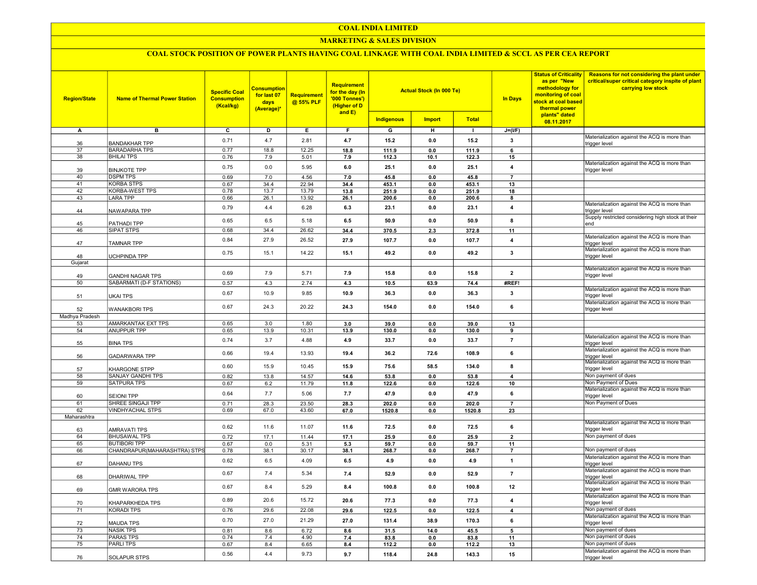# COAL INDIA LIMITED

## MARKETING & SALES DIVISION

### COAL STOCK POSITION OF POWER PLANTS HAVING COAL LINKAGE WITH COAL INDIA LIMITED & SCCL AS PER CEA REPORT

| Region/State | Name of Thermal Power Station | Specific Coal Consumption (Kcal/kg) | Consumption for last 07 days (Average)* | Requirement @ 55% PLF | Requirement for the day (In '000 Tonnes') (Higher of D and E) | Actual Stock (In 000 Te) | | | In Days | Status of Criticality as per "New methodology for monitoring of coal stock at coal based thermal power plants" dated 08.11.2017 | Reasons for not considering the plant under critical/super critical category inspite of plant carrying low stock |
|---|---|---|---|---|---|---|---|---|---|---|---|
| | | | | | | Indigenous | Import | Total | | | |
| A | B | C | D | E | F | G | H | I | J=(I/F) | | |
| 36 | BANDAKHAR TPP | 0.71 | 4.7 | 2.81 | 4.7 | 15.2 | 0.0 | 15.2 | 3 | | Materialization against the ACQ is more than trigger level |
| 37 | BARADARHA TPS | 0.77 | 18.8 | 12.25 | 18.8 | 111.9 | 0.0 | 111.9 | 6 | | |
| 38 | BHILAI TPS | 0.76 | 7.9 | 5.01 | 7.9 | 112.3 | 10.1 | 122.3 | 15 | | |
| 39 | BINJKOTE TPP | 0.75 | 0.0 | 5.95 | 6.0 | 25.1 | 0.0 | 25.1 | 4 | | Materialization against the ACQ is more than trigger level |
| 40 | DSPM TPS | 0.69 | 7.0 | 4.56 | 7.0 | 45.8 | 0.0 | 45.8 | 7 | | |
| 41 | KORBA STPS | 0.67 | 34.4 | 22.94 | 34.4 | 453.1 | 0.0 | 453.1 | 13 | | |
| 42 | KORBA-WEST TPS | 0.78 | 13.7 | 13.79 | 13.8 | 251.9 | 0.0 | 251.9 | 18 | | |
| 43 | LARA TPP | 0.66 | 26.1 | 13.92 | 26.1 | 200.6 | 0.0 | 200.6 | 8 | | |
| 44 | NAWAPARA TPP | 0.79 | 4.4 | 6.28 | 6.3 | 23.1 | 0.0 | 23.1 | 4 | | Materialization against the ACQ is more than trigger level |
| 45 | PATHADI TPP | 0.65 | 6.5 | 5.18 | 6.5 | 50.9 | 0.0 | 50.9 | 8 | | Supply restricted considering high stock at their end |
| 46 | SIPAT STPS | 0.68 | 34.4 | 26.62 | 34.4 | 370.5 | 2.3 | 372.8 | 11 | | |
| 47 | TAMNAR TPP | 0.84 | 27.9 | 26.52 | 27.9 | 107.7 | 0.0 | 107.7 | 4 | | Materialization against the ACQ is more than trigger level |
| 48 | UCHPINDA TPP | 0.75 | 15.1 | 14.22 | 15.1 | 49.2 | 0.0 | 49.2 | 3 | | Materialization against the ACQ is more than trigger level |
| Gujarat | | | | | | | | | | | |
| 49 | GANDHI NAGAR TPS | 0.69 | 7.9 | 5.71 | 7.9 | 15.8 | 0.0 | 15.8 | 2 | | Materialization against the ACQ is more than trigger level |
| 50 | SABARMATI (D-F STATIONS) | 0.57 | 4.3 | 2.74 | 4.3 | 10.5 | 63.9 | 74.4 | #REF! | | |
| 51 | UKAI TPS | 0.67 | 10.9 | 9.85 | 10.9 | 36.3 | 0.0 | 36.3 | 3 | | Materialization against the ACQ is more than trigger level |
| 52 | WANAKBORI TPS | 0.67 | 24.3 | 20.22 | 24.3 | 154.0 | 0.0 | 154.0 | 6 | | Materialization against the ACQ is more than trigger level |
| Madhya Pradesh | | | | | | | | | | | |
| 53 | AMARKANTAK EXT TPS | 0.65 | 3.0 | 1.80 | 3.0 | 39.0 | 0.0 | 39.0 | 13 | | |
| 54 | ANUPPUR TPP | 0.65 | 13.9 | 10.31 | 13.9 | 130.0 | 0.0 | 130.0 | 9 | | |
| 55 | BINA TPS | 0.74 | 3.7 | 4.88 | 4.9 | 33.7 | 0.0 | 33.7 | 7 | | Materialization against the ACQ is more than trigger level |
| 56 | GADARWARA TPP | 0.66 | 19.4 | 13.93 | 19.4 | 36.2 | 72.6 | 108.9 | 6 | | Materialization against the ACQ is more than trigger level |
| 57 | KHARGONE STPP | 0.60 | 15.9 | 10.45 | 15.9 | 75.6 | 58.5 | 134.0 | 8 | | Materialization against the ACQ is more than trigger level |
| 58 | SANJAY GANDHI TPS | 0.82 | 13.8 | 14.57 | 14.6 | 53.8 | 0.0 | 53.8 | 4 | | Non payment of dues |
| 59 | SATPURA TPS | 0.67 | 6.2 | 11.79 | 11.8 | 122.6 | 0.0 | 122.6 | 10 | | Non Payment of Dues |
| 60 | SEIONI TPP | 0.64 | 7.7 | 5.06 | 7.7 | 47.9 | 0.0 | 47.9 | 6 | | Materialization against the ACQ is more than trigger level |
| 61 | SHREE SINGAJI TPP | 0.71 | 28.3 | 23.50 | 28.3 | 202.0 | 0.0 | 202.0 | 7 | | Non Payment of Dues |
| 62 | VINDHYACHAL STPS | 0.69 | 67.0 | 43.60 | 67.0 | 1520.8 | 0.0 | 1520.8 | 23 | | |
| Maharashtra | | | | | | | | | | | |
| 63 | AMRAVATI TPS | 0.62 | 11.6 | 11.07 | 11.6 | 72.5 | 0.0 | 72.5 | 6 | | Materialization against the ACQ is more than trigger level |
| 64 | BHUSAWAL TPS | 0.72 | 17.1 | 11.44 | 17.1 | 25.9 | 0.0 | 25.9 | 2 | | Non payment of dues |
| 65 | BUTIBORI TPP | 0.67 | 0.0 | 5.31 | 5.3 | 59.7 | 0.0 | 59.7 | 11 | | |
| 66 | CHANDRAPUR(MAHARASHTRA) STPS | 0.78 | 38.1 | 30.17 | 38.1 | 268.7 | 0.0 | 268.7 | 7 | | Non payment of dues |
| 67 | DAHANU TPS | 0.62 | 6.5 | 4.09 | 6.5 | 4.9 | 0.0 | 4.9 | 1 | | Materialization against the ACQ is more than trigger level |
| 68 | DHARIWAL TPP | 0.67 | 7.4 | 5.34 | 7.4 | 52.9 | 0.0 | 52.9 | 7 | | Materialization against the ACQ is more than trigger level |
| 69 | GMR WARORA TPS | 0.67 | 8.4 | 5.29 | 8.4 | 100.8 | 0.0 | 100.8 | 12 | | Materialization against the ACQ is more than trigger level |
| 70 | KHAPARKHEDA TPS | 0.89 | 20.6 | 15.72 | 20.6 | 77.3 | 0.0 | 77.3 | 4 | | Materialization against the ACQ is more than trigger level |
| 71 | KORADI TPS | 0.76 | 29.6 | 22.08 | 29.6 | 122.5 | 0.0 | 122.5 | 4 | | Non payment of dues |
| 72 | MAUDA TPS | 0.70 | 27.0 | 21.29 | 27.0 | 131.4 | 38.9 | 170.3 | 6 | | Materialization against the ACQ is more than trigger level |
| 73 | NASIK TPS | 0.81 | 8.6 | 6.72 | 8.6 | 31.5 | 14.0 | 45.5 | 5 | | Non payment of dues |
| 74 | PARAS TPS | 0.74 | 7.4 | 4.90 | 7.4 | 83.8 | 0.0 | 83.8 | 11 | | Non payment of dues |
| 75 | PARLI TPS | 0.67 | 8.4 | 6.65 | 8.4 | 112.2 | 0.0 | 112.2 | 13 | | Non payment of dues |
| 76 | SOLAPUR STPS | 0.56 | 4.4 | 9.73 | 9.7 | 118.4 | 24.8 | 143.3 | 15 | | Materialization against the ACQ is more than trigger level |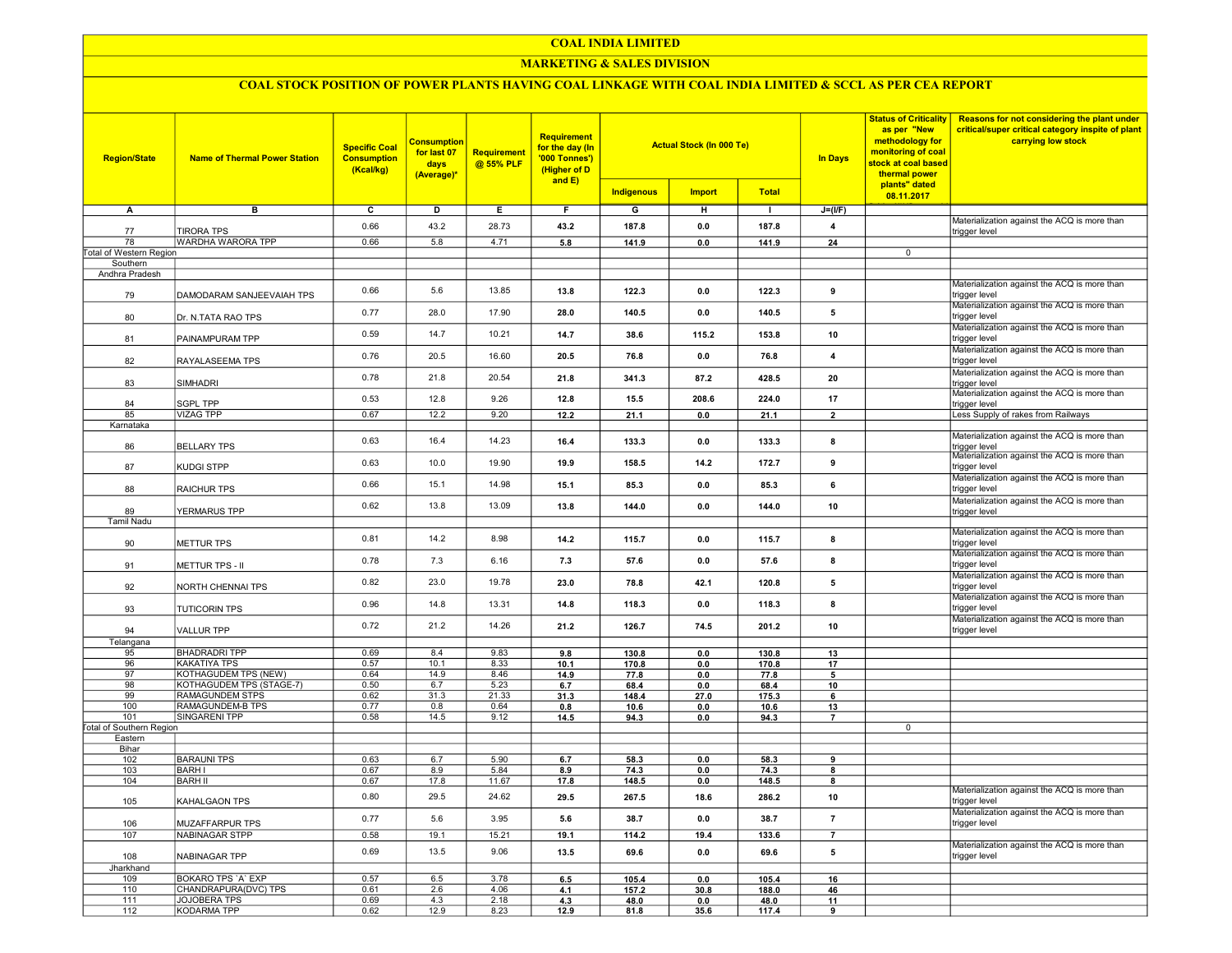# COAL INDIA LIMITED

## MARKETING & SALES DIVISION

### COAL STOCK POSITION OF POWER PLANTS HAVING COAL LINKAGE WITH COAL INDIA LIMITED & SCCL AS PER CEA REPORT

| Region/State | Name of Thermal Power Station | Specific Coal Consumption (Kcal/kg) | Consumption for last 07 days (Average)* | Requirement @ 55% PLF | Requirement for the day (In '000 Tonnes') (Higher of D and E) | Actual Stock (In 000 Te) | | | In Days | Status of Criticality as per "New methodology for monitoring of coal stock at coal based thermal power plants" dated 08.11.2017 | Reasons for not considering the plant under critical/super critical category inspite of plant carrying low stock |
|---|---|---|---|---|---|---|---|---|---|---|---|
| | | | | | | Indigenous | Import | Total | | | |
| A | B | C | D | E | F | G | H | I | J=(I/F) | | |
| 77 | TIRORA TPS | 0.66 | 43.2 | 28.73 | 43.2 | 187.8 | 0.0 | 187.8 | 4 | | Materialization against the ACQ is more than trigger level |
| 78 | WARDHA WARORA TPP | 0.66 | 5.8 | 4.71 | 5.8 | 141.9 | 0.0 | 141.9 | 24 | | |
| Total of Western Region | | | | | | | | | | 0 | |
| Southern | | | | | | | | | | | |
| Andhra Pradesh | | | | | | | | | | | |
| 79 | DAMODARAM SANJEEVAIAH TPS | 0.66 | 5.6 | 13.85 | 13.8 | 122.3 | 0.0 | 122.3 | 9 | | Materialization against the ACQ is more than trigger level |
| 80 | Dr. N.TATA RAO TPS | 0.77 | 28.0 | 17.90 | 28.0 | 140.5 | 0.0 | 140.5 | 5 | | Materialization against the ACQ is more than trigger level |
| 81 | PAINAMPURAM TPP | 0.59 | 14.7 | 10.21 | 14.7 | 38.6 | 115.2 | 153.8 | 10 | | Materialization against the ACQ is more than trigger level |
| 82 | RAYALASEEMA TPS | 0.76 | 20.5 | 16.60 | 20.5 | 76.8 | 0.0 | 76.8 | 4 | | Materialization against the ACQ is more than trigger level |
| 83 | SIMHADRI | 0.78 | 21.8 | 20.54 | 21.8 | 341.3 | 87.2 | 428.5 | 20 | | Materialization against the ACQ is more than trigger level |
| 84 | SGPL TPP | 0.53 | 12.8 | 9.26 | 12.8 | 15.5 | 208.6 | 224.0 | 17 | | Materialization against the ACQ is more than trigger level |
| 85 | VIZAG TPP | 0.67 | 12.2 | 9.20 | 12.2 | 21.1 | 0.0 | 21.1 | 2 | | Less Supply of rakes from Railways |
| Karnataka | | | | | | | | | | | |
| 86 | BELLARY TPS | 0.63 | 16.4 | 14.23 | 16.4 | 133.3 | 0.0 | 133.3 | 8 | | Materialization against the ACQ is more than trigger level |
| 87 | KUDGI STPP | 0.63 | 10.0 | 19.90 | 19.9 | 158.5 | 14.2 | 172.7 | 9 | | Materialization against the ACQ is more than trigger level |
| 88 | RAICHUR TPS | 0.66 | 15.1 | 14.98 | 15.1 | 85.3 | 0.0 | 85.3 | 6 | | Materialization against the ACQ is more than trigger level |
| 89 | YERMARUS TPP | 0.62 | 13.8 | 13.09 | 13.8 | 144.0 | 0.0 | 144.0 | 10 | | Materialization against the ACQ is more than trigger level |
| Tamil Nadu | | | | | | | | | | | |
| 90 | METTUR TPS | 0.81 | 14.2 | 8.98 | 14.2 | 115.7 | 0.0 | 115.7 | 8 | | Materialization against the ACQ is more than trigger level |
| 91 | METTUR TPS - II | 0.78 | 7.3 | 6.16 | 7.3 | 57.6 | 0.0 | 57.6 | 8 | | Materialization against the ACQ is more than trigger level |
| 92 | NORTH CHENNAI TPS | 0.82 | 23.0 | 19.78 | 23.0 | 78.8 | 42.1 | 120.8 | 5 | | Materialization against the ACQ is more than trigger level |
| 93 | TUTICORIN TPS | 0.96 | 14.8 | 13.31 | 14.8 | 118.3 | 0.0 | 118.3 | 8 | | Materialization against the ACQ is more than trigger level |
| 94 | VALLUR TPP | 0.72 | 21.2 | 14.26 | 21.2 | 126.7 | 74.5 | 201.2 | 10 | | Materialization against the ACQ is more than trigger level |
| Telangana | | | | | | | | | | | |
| 95 | BHADRADRI TPP | 0.69 | 8.4 | 9.83 | 9.8 | 130.8 | 0.0 | 130.8 | 13 | | |
| 96 | KAKATIYA TPS | 0.57 | 10.1 | 8.33 | 10.1 | 170.8 | 0.0 | 170.8 | 17 | | |
| 97 | KOTHAGUDEM TPS (NEW) | 0.64 | 14.9 | 8.46 | 14.9 | 77.8 | 0.0 | 77.8 | 5 | | |
| 98 | KOTHAGUDEM TPS (STAGE-7) | 0.50 | 6.7 | 5.23 | 6.7 | 68.4 | 0.0 | 68.4 | 10 | | |
| 99 | RAMAGUNDEM STPS | 0.62 | 31.3 | 21.33 | 31.3 | 148.4 | 27.0 | 175.3 | 6 | | |
| 100 | RAMAGUNDEM-B TPS | 0.77 | 0.8 | 0.64 | 0.8 | 10.6 | 0.0 | 10.6 | 13 | | |
| 101 | SINGARENI TPP | 0.58 | 14.5 | 9.12 | 14.5 | 94.3 | 0.0 | 94.3 | 7 | | |
| Total of Southern Region | | | | | | | | | | 0 | |
| Eastern | | | | | | | | | | | |
| Bihar | | | | | | | | | | | |
| 102 | BARAUNI TPS | 0.63 | 6.7 | 5.90 | 6.7 | 58.3 | 0.0 | 58.3 | 9 | | |
| 103 | BARH I | 0.67 | 8.9 | 5.84 | 8.9 | 74.3 | 0.0 | 74.3 | 8 | | |
| 104 | BARH II | 0.67 | 17.8 | 11.67 | 17.8 | 148.5 | 0.0 | 148.5 | 8 | | |
| 105 | KAHALGAON TPS | 0.80 | 29.5 | 24.62 | 29.5 | 267.5 | 18.6 | 286.2 | 10 | | Materialization against the ACQ is more than trigger level |
| 106 | MUZAFFARPUR TPS | 0.77 | 5.6 | 3.95 | 5.6 | 38.7 | 0.0 | 38.7 | 7 | | Materialization against the ACQ is more than trigger level |
| 107 | NABINAGAR STPP | 0.58 | 19.1 | 15.21 | 19.1 | 114.2 | 19.4 | 133.6 | 7 | | |
| 108 | NABINAGAR TPP | 0.69 | 13.5 | 9.06 | 13.5 | 69.6 | 0.0 | 69.6 | 5 | | Materialization against the ACQ is more than trigger level |
| Jharkhand | | | | | | | | | | | |
| 109 | BOKARO TPS `A` EXP | 0.57 | 6.5 | 3.78 | 6.5 | 105.4 | 0.0 | 105.4 | 16 | | |
| 110 | CHANDRAPURA(DVC) TPS | 0.61 | 2.6 | 4.06 | 4.1 | 157.2 | 30.8 | 188.0 | 46 | | |
| 111 | JOJOBERA TPS | 0.69 | 4.3 | 2.18 | 4.3 | 48.0 | 0.0 | 48.0 | 11 | | |
| 112 | KODARMA TPP | 0.62 | 12.9 | 8.23 | 12.9 | 81.8 | 35.6 | 117.4 | 9 | | |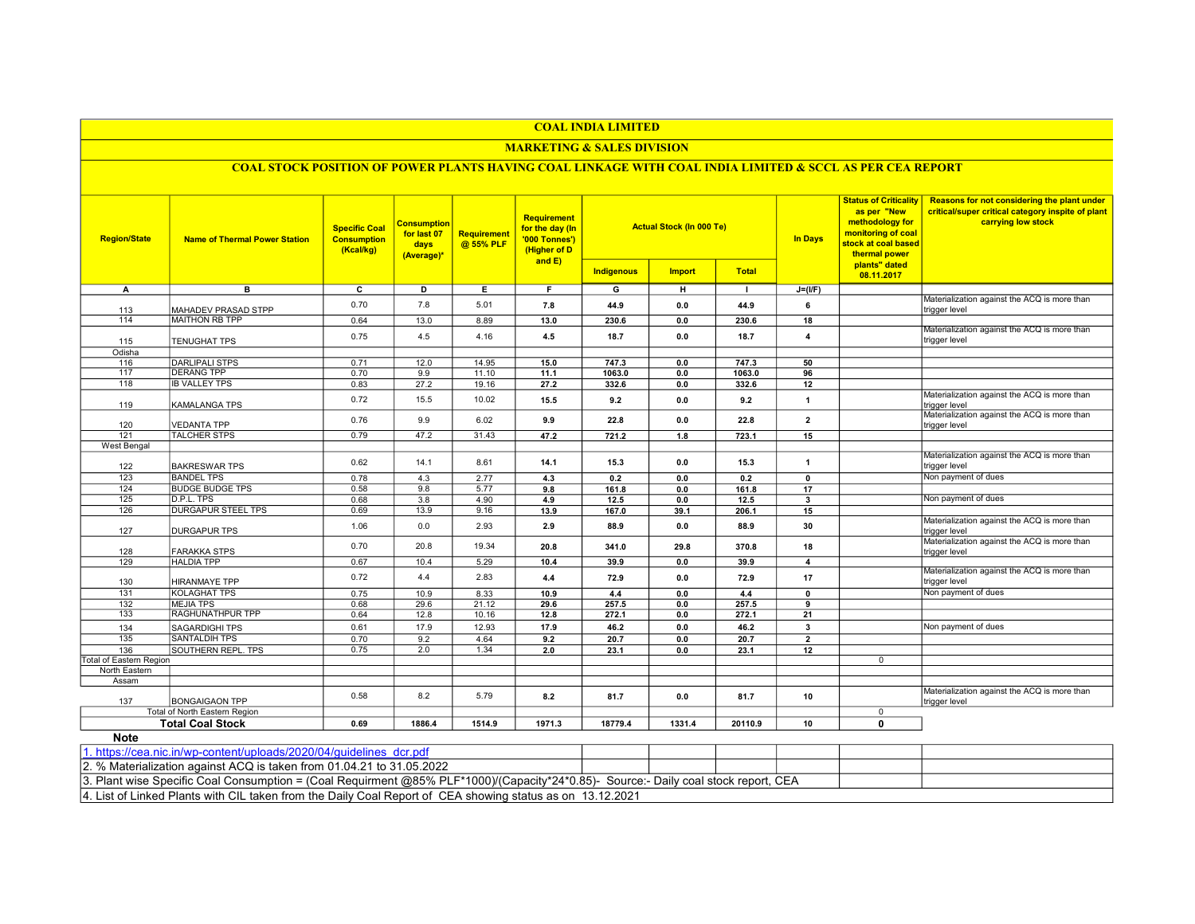# COAL INDIA LIMITED

## MARKETING & SALES DIVISION

### COAL STOCK POSITION OF POWER PLANTS HAVING COAL LINKAGE WITH COAL INDIA LIMITED & SCCL AS PER CEA REPORT

| Region/State | Name of Thermal Power Station | Specific Coal Consumption (Kcal/kg) | Consumption for last 07 days (Average)* | Requirement @ 55% PLF | Requirement for the day (In '000 Tonnes') (Higher of D and E) | Actual Stock (In 000 Te) | | | In Days | Status of Criticality as per "New methodology for monitoring of coal stock at coal based thermal power plants" dated 08.11.2017 | Reasons for not considering the plant under critical/super critical category inspite of plant carrying low stock |
|---|---|---|---|---|---|---|---|---|---|---|---|
| | | | | | | Indigenous | Import | Total | | | |
| A | B | C | D | E | F | G | H | I | J=(I/F) | | |
| 113 | MAHADEV PRASAD STPP | 0.70 | 7.8 | 5.01 | 7.8 | 44.9 | 0.0 | 44.9 | 6 | | Materialization against the ACQ is more than trigger level |
| 114 | MAITHON RB TPP | 0.64 | 13.0 | 8.89 | 13.0 | 230.6 | 0.0 | 230.6 | 18 | | |
| 115 | TENUGHAT TPS | 0.75 | 4.5 | 4.16 | 4.5 | 18.7 | 0.0 | 18.7 | 4 | | Materialization against the ACQ is more than trigger level |
| Odisha | | | | | | | | | | | |
| 116 | DARLIPALI STPS | 0.71 | 12.0 | 14.95 | 15.0 | 747.3 | 0.0 | 747.3 | 50 | | |
| 117 | DERANG TPP | 0.70 | 9.9 | 11.10 | 11.1 | 1063.0 | 0.0 | 1063.0 | 96 | | |
| 118 | IB VALLEY TPS | 0.83 | 27.2 | 19.16 | 27.2 | 332.6 | 0.0 | 332.6 | 12 | | |
| 119 | KAMALANGA TPS | 0.72 | 15.5 | 10.02 | 15.5 | 9.2 | 0.0 | 9.2 | 1 | | Materialization against the ACQ is more than trigger level |
| 120 | VEDANTA TPP | 0.76 | 9.9 | 6.02 | 9.9 | 22.8 | 0.0 | 22.8 | 2 | | Materialization against the ACQ is more than trigger level |
| 121 | TALCHER STPS | 0.79 | 47.2 | 31.43 | 47.2 | 721.2 | 1.8 | 723.1 | 15 | | |
| West Bengal | | | | | | | | | | | |
| 122 | BAKRESWAR TPS | 0.62 | 14.1 | 8.61 | 14.1 | 15.3 | 0.0 | 15.3 | 1 | | Materialization against the ACQ is more than trigger level |
| 123 | BANDEL TPS | 0.78 | 4.3 | 2.77 | 4.3 | 0.2 | 0.0 | 0.2 | 0 | | Non payment of dues |
| 124 | BUDGE BUDGE TPS | 0.58 | 9.8 | 5.77 | 9.8 | 161.8 | 0.0 | 161.8 | 17 | | |
| 125 | D.P.L. TPS | 0.68 | 3.8 | 4.90 | 4.9 | 12.5 | 0.0 | 12.5 | 3 | | Non payment of dues |
| 126 | DURGAPUR STEEL TPS | 0.69 | 13.9 | 9.16 | 13.9 | 167.0 | 39.1 | 206.1 | 15 | | |
| 127 | DURGAPUR TPS | 1.06 | 0.0 | 2.93 | 2.9 | 88.9 | 0.0 | 88.9 | 30 | | Materialization against the ACQ is more than trigger level |
| 128 | FARAKKA STPS | 0.70 | 20.8 | 19.34 | 20.8 | 341.0 | 29.8 | 370.8 | 18 | | Materialization against the ACQ is more than trigger level |
| 129 | HALDIA TPP | 0.67 | 10.4 | 5.29 | 10.4 | 39.9 | 0.0 | 39.9 | 4 | | |
| 130 | HIRANMAYE TPP | 0.72 | 4.4 | 2.83 | 4.4 | 72.9 | 0.0 | 72.9 | 17 | | Materialization against the ACQ is more than trigger level |
| 131 | KOLAGHAT TPS | 0.75 | 10.9 | 8.33 | 10.9 | 4.4 | 0.0 | 4.4 | 0 | | Non payment of dues |
| 132 | MEJIA TPS | 0.68 | 29.6 | 21.12 | 29.6 | 257.5 | 0.0 | 257.5 | 9 | | |
| 133 | RAGHUNATHPUR TPP | 0.64 | 12.8 | 10.16 | 12.8 | 272.1 | 0.0 | 272.1 | 21 | | |
| 134 | SAGARDIGHI TPS | 0.61 | 17.9 | 12.93 | 17.9 | 46.2 | 0.0 | 46.2 | 3 | | Non payment of dues |
| 135 | SANTALDIH TPS | 0.70 | 9.2 | 4.64 | 9.2 | 20.7 | 0.0 | 20.7 | 2 | | |
| 136 | SOUTHERN REPL. TPS | 0.75 | 2.0 | 1.34 | 2.0 | 23.1 | 0.0 | 23.1 | 12 | | |
| Total of Eastern Region | | | | | | | | | | 0 | |
| North Eastern | | | | | | | | | | | |
| Assam | | | | | | | | | | | |
| 137 | BONGAIGAON TPP | 0.58 | 8.2 | 5.79 | 8.2 | 81.7 | 0.0 | 81.7 | 10 | | Materialization against the ACQ is more than trigger level |
| Total of North Eastern Region | | | | | | | | | | 0 | |
| **Total Coal Stock** | | **0.69** | **1886.4** | **1514.9** | **1971.3** | **18779.4** | **1331.4** | **20110.9** | **10** | **0** | |

**Note**

1. https://cea.nic.in/wp-content/uploads/2020/04/guidelines_dcr.pdf
2. % Materialization against ACQ is taken from 01.04.21 to 31.05.2022
3. Plant wise Specific Coal Consumption = (Coal Requirment @85% PLF*1000)/(Capacity*24*0.85)- Source:- Daily coal stock report, CEA
4. List of Linked Plants with CIL taken from the Daily Coal Report of CEA showing status as on 13.12.2021